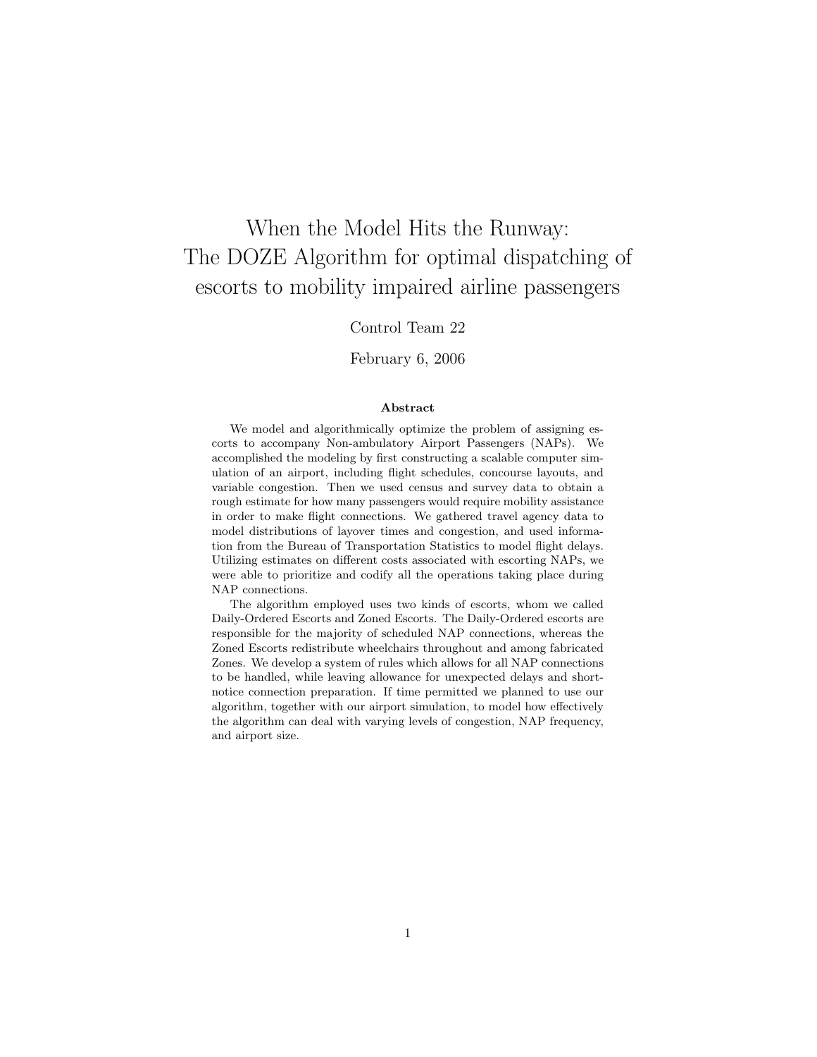# When the Model Hits the Runway: The DOZE Algorithm for optimal dispatching of escorts to mobility impaired airline passengers

Control Team 22

February 6, 2006

### Abstract

We model and algorithmically optimize the problem of assigning escorts to accompany Non-ambulatory Airport Passengers (NAPs). We accomplished the modeling by first constructing a scalable computer simulation of an airport, including flight schedules, concourse layouts, and variable congestion. Then we used census and survey data to obtain a rough estimate for how many passengers would require mobility assistance in order to make flight connections. We gathered travel agency data to model distributions of layover times and congestion, and used information from the Bureau of Transportation Statistics to model flight delays. Utilizing estimates on different costs associated with escorting NAPs, we were able to prioritize and codify all the operations taking place during NAP connections.

The algorithm employed uses two kinds of escorts, whom we called Daily-Ordered Escorts and Zoned Escorts. The Daily-Ordered escorts are responsible for the majority of scheduled NAP connections, whereas the Zoned Escorts redistribute wheelchairs throughout and among fabricated Zones. We develop a system of rules which allows for all NAP connections to be handled, while leaving allowance for unexpected delays and short-notice connection preparation. If time permitted we planned to use our algorithm, together with our airport simulation, to model how effectively the algorithm can deal with varying levels of congestion, NAP frequency, and airport size.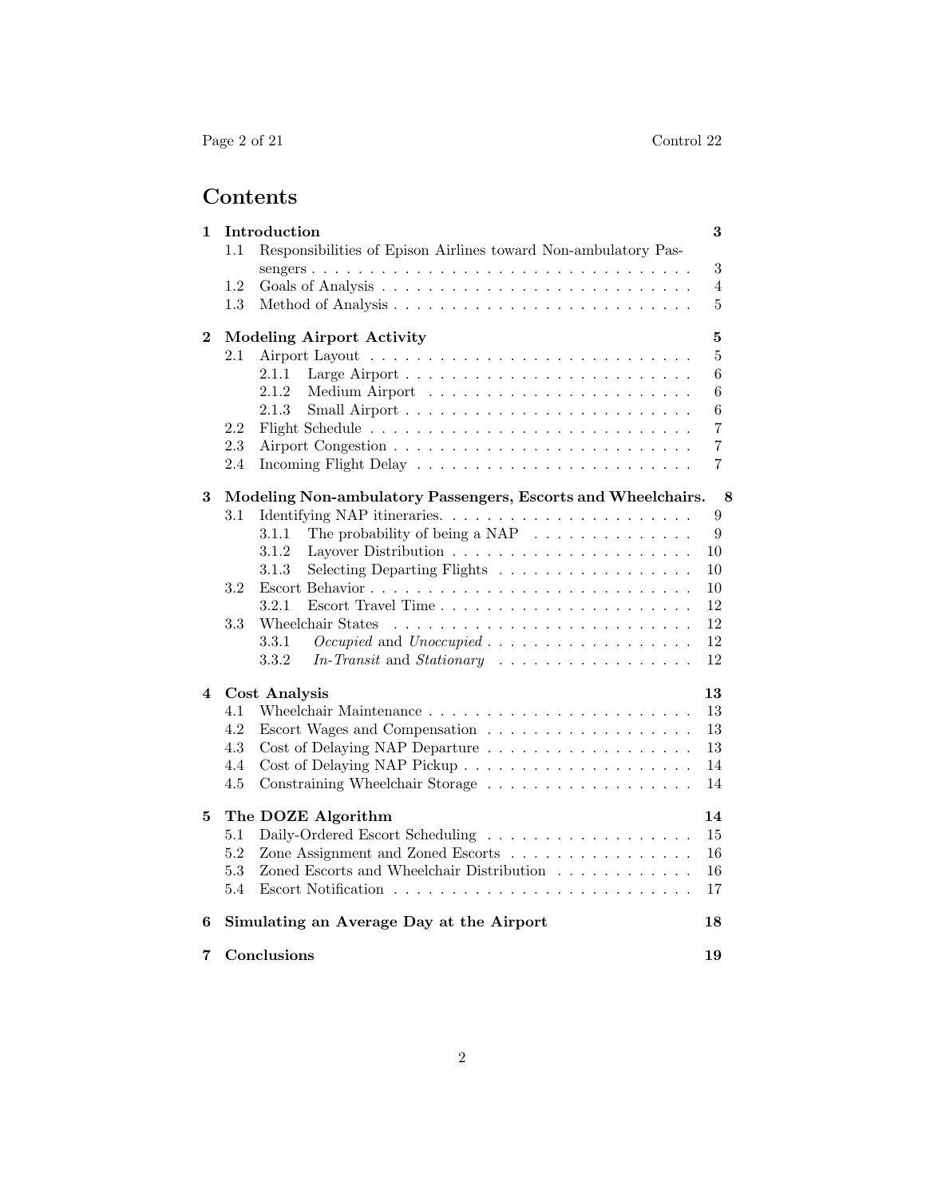# Contents

| | | |
|---|---|---|
| **1** | **Introduction** | **3** |
| 1.1 | Responsibilities of Epison Airlines toward Non-ambulatory Passengers | 3 |
| 1.2 | Goals of Analysis | 4 |
| 1.3 | Method of Analysis | 5 |
| **2** | **Modeling Airport Activity** | **5** |
| 2.1 | Airport Layout | 5 |
| 2.1.1 | Large Airport | 6 |
| 2.1.2 | Medium Airport | 6 |
| 2.1.3 | Small Airport | 6 |
| 2.2 | Flight Schedule | 7 |
| 2.3 | Airport Congestion | 7 |
| 2.4 | Incoming Flight Delay | 7 |
| **3** | **Modeling Non-ambulatory Passengers, Escorts and Wheelchairs.** | **8** |
| 3.1 | Identifying NAP itineraries. | 9 |
| 3.1.1 | The probability of being a NAP | 9 |
| 3.1.2 | Layover Distribution | 10 |
| 3.1.3 | Selecting Departing Flights | 10 |
| 3.2 | Escort Behavior | 10 |
| 3.2.1 | Escort Travel Time | 12 |
| 3.3 | Wheelchair States | 12 |
| 3.3.1 | *Occupied* and *Unoccupied* | 12 |
| 3.3.2 | *In-Transit* and *Stationary* | 12 |
| **4** | **Cost Analysis** | **13** |
| 4.1 | Wheelchair Maintenance | 13 |
| 4.2 | Escort Wages and Compensation | 13 |
| 4.3 | Cost of Delaying NAP Departure | 13 |
| 4.4 | Cost of Delaying NAP Pickup | 14 |
| 4.5 | Constraining Wheelchair Storage | 14 |
| **5** | **The DOZE Algorithm** | **14** |
| 5.1 | Daily-Ordered Escort Scheduling | 15 |
| 5.2 | Zone Assignment and Zoned Escorts | 16 |
| 5.3 | Zoned Escorts and Wheelchair Distribution | 16 |
| 5.4 | Escort Notification | 17 |
| **6** | **Simulating an Average Day at the Airport** | **18** |
| **7** | **Conclusions** | **19** |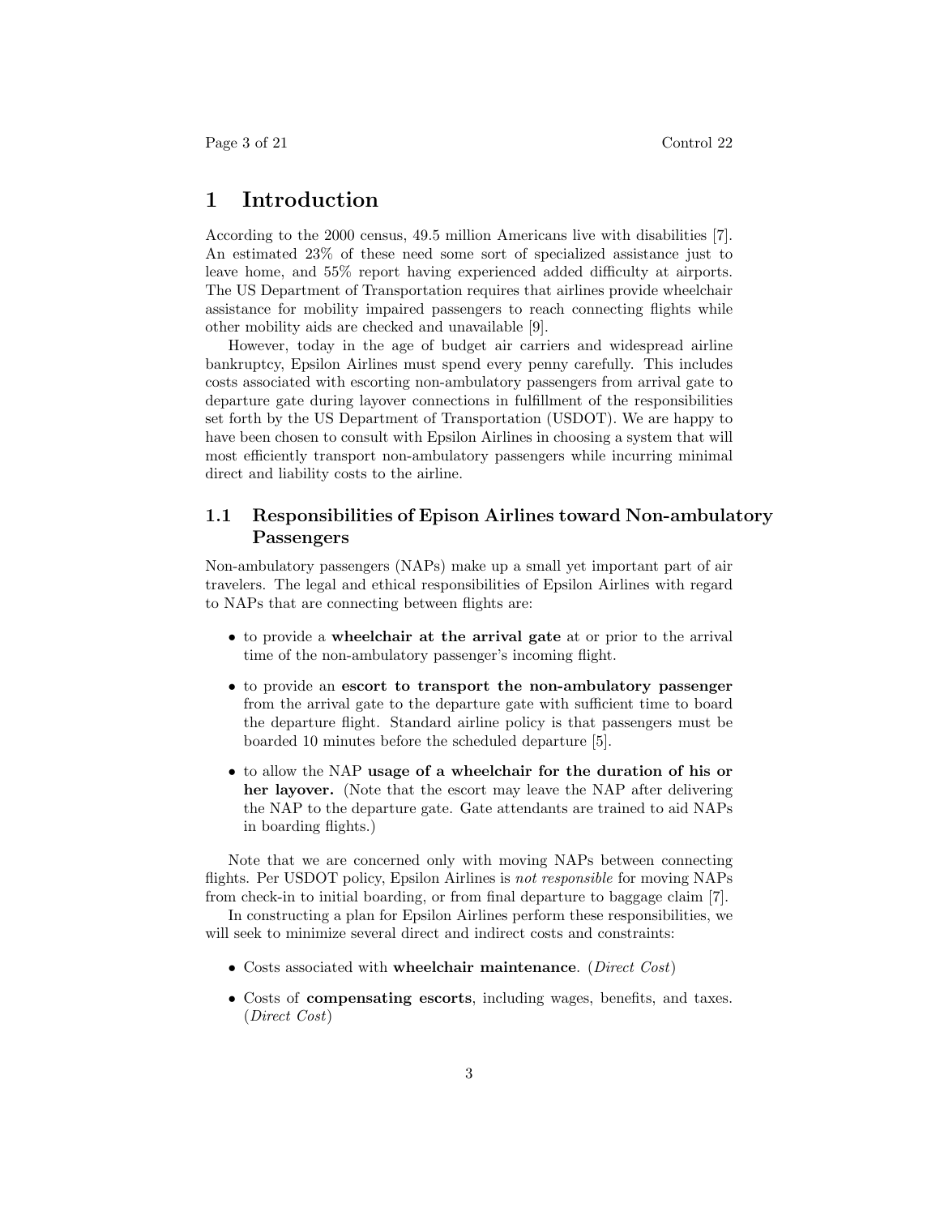# 1 Introduction

According to the 2000 census, 49.5 million Americans live with disabilities [7]. An estimated 23% of these need some sort of specialized assistance just to leave home, and 55% report having experienced added difficulty at airports. The US Department of Transportation requires that airlines provide wheelchair assistance for mobility impaired passengers to reach connecting flights while other mobility aids are checked and unavailable [9].

However, today in the age of budget air carriers and widespread airline bankruptcy, Epsilon Airlines must spend every penny carefully. This includes costs associated with escorting non-ambulatory passengers from arrival gate to departure gate during layover connections in fulfillment of the responsibilities set forth by the US Department of Transportation (USDOT). We are happy to have been chosen to consult with Epsilon Airlines in choosing a system that will most efficiently transport non-ambulatory passengers while incurring minimal direct and liability costs to the airline.

## 1.1 Responsibilities of Epison Airlines toward Non-ambulatory Passengers

Non-ambulatory passengers (NAPs) make up a small yet important part of air travelers. The legal and ethical responsibilities of Epsilon Airlines with regard to NAPs that are connecting between flights are:

- to provide a **wheelchair at the arrival gate** at or prior to the arrival time of the non-ambulatory passenger's incoming flight.
- to provide an **escort to transport the non-ambulatory passenger** from the arrival gate to the departure gate with sufficient time to board the departure flight. Standard airline policy is that passengers must be boarded 10 minutes before the scheduled departure [5].
- to allow the NAP **usage of a wheelchair for the duration of his or her layover.** (Note that the escort may leave the NAP after delivering the NAP to the departure gate. Gate attendants are trained to aid NAPs in boarding flights.)

Note that we are concerned only with moving NAPs between connecting flights. Per USDOT policy, Epsilon Airlines is *not responsible* for moving NAPs from check-in to initial boarding, or from final departure to baggage claim [7].

In constructing a plan for Epsilon Airlines perform these responsibilities, we will seek to minimize several direct and indirect costs and constraints:

- Costs associated with **wheelchair maintenance**. (*Direct Cost*)
- Costs of **compensating escorts**, including wages, benefits, and taxes. (*Direct Cost*)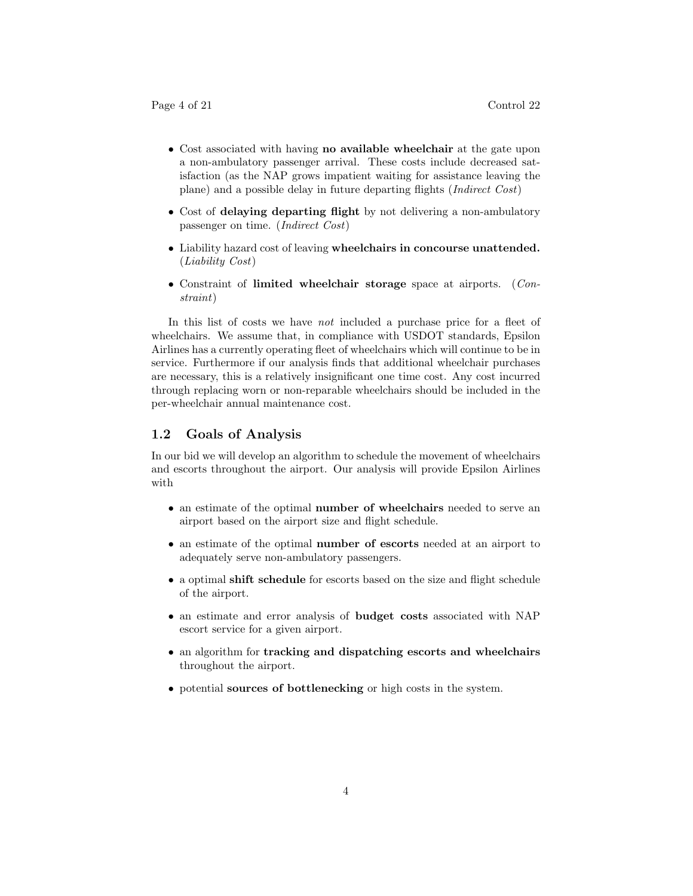- Cost associated with having **no available wheelchair** at the gate upon a non-ambulatory passenger arrival. These costs include decreased satisfaction (as the NAP grows impatient waiting for assistance leaving the plane) and a possible delay in future departing flights (*Indirect Cost*)

- Cost of **delaying departing flight** by not delivering a non-ambulatory passenger on time. (*Indirect Cost*)

- Liability hazard cost of leaving **wheelchairs in concourse unattended.** (*Liability Cost*)

- Constraint of **limited wheelchair storage** space at airports. (*Constraint*)

In this list of costs we have *not* included a purchase price for a fleet of wheelchairs. We assume that, in compliance with USDOT standards, Epsilon Airlines has a currently operating fleet of wheelchairs which will continue to be in service. Furthermore if our analysis finds that additional wheelchair purchases are necessary, this is a relatively insignificant one time cost. Any cost incurred through replacing worn or non-reparable wheelchairs should be included in the per-wheelchair annual maintenance cost.

### 1.2 Goals of Analysis

In our bid we will develop an algorithm to schedule the movement of wheelchairs and escorts throughout the airport. Our analysis will provide Epsilon Airlines with

- an estimate of the optimal **number of wheelchairs** needed to serve an airport based on the airport size and flight schedule.

- an estimate of the optimal **number of escorts** needed at an airport to adequately serve non-ambulatory passengers.

- a optimal **shift schedule** for escorts based on the size and flight schedule of the airport.

- an estimate and error analysis of **budget costs** associated with NAP escort service for a given airport.

- an algorithm for **tracking and dispatching escorts and wheelchairs** throughout the airport.

- potential **sources of bottlenecking** or high costs in the system.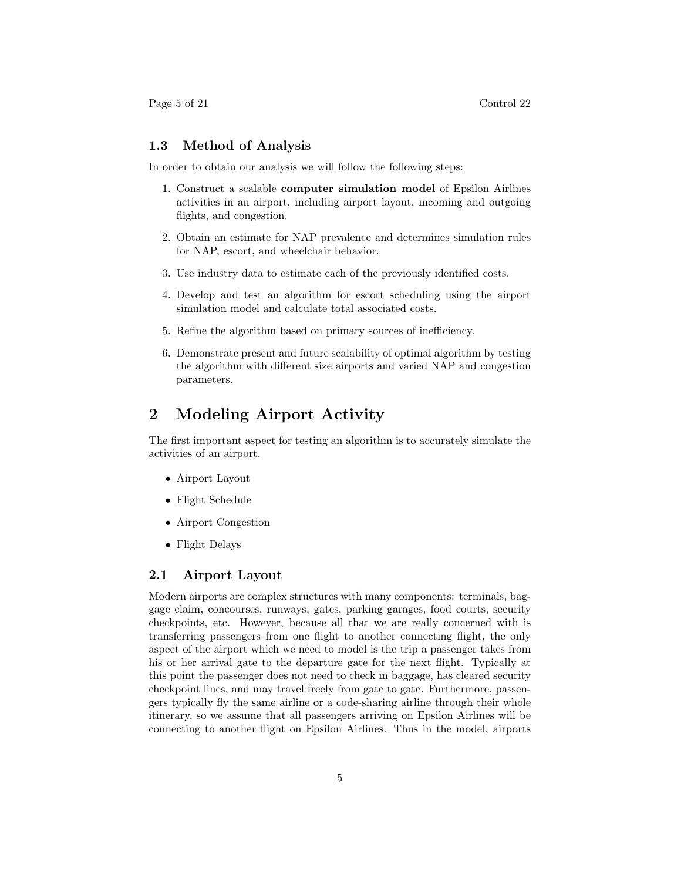### 1.3 Method of Analysis

In order to obtain our analysis we will follow the following steps:

1. Construct a scalable **computer simulation model** of Epsilon Airlines activities in an airport, including airport layout, incoming and outgoing flights, and congestion.
2. Obtain an estimate for NAP prevalence and determines simulation rules for NAP, escort, and wheelchair behavior.
3. Use industry data to estimate each of the previously identified costs.
4. Develop and test an algorithm for escort scheduling using the airport simulation model and calculate total associated costs.
5. Refine the algorithm based on primary sources of inefficiency.
6. Demonstrate present and future scalability of optimal algorithm by testing the algorithm with different size airports and varied NAP and congestion parameters.

## 2 Modeling Airport Activity

The first important aspect for testing an algorithm is to accurately simulate the activities of an airport.

- Airport Layout
- Flight Schedule
- Airport Congestion
- Flight Delays

### 2.1 Airport Layout

Modern airports are complex structures with many components: terminals, baggage claim, concourses, runways, gates, parking garages, food courts, security checkpoints, etc. However, because all that we are really concerned with is transferring passengers from one flight to another connecting flight, the only aspect of the airport which we need to model is the trip a passenger takes from his or her arrival gate to the departure gate for the next flight. Typically at this point the passenger does not need to check in baggage, has cleared security checkpoint lines, and may travel freely from gate to gate. Furthermore, passengers typically fly the same airline or a code-sharing airline through their whole itinerary, so we assume that all passengers arriving on Epsilon Airlines will be connecting to another flight on Epsilon Airlines. Thus in the model, airports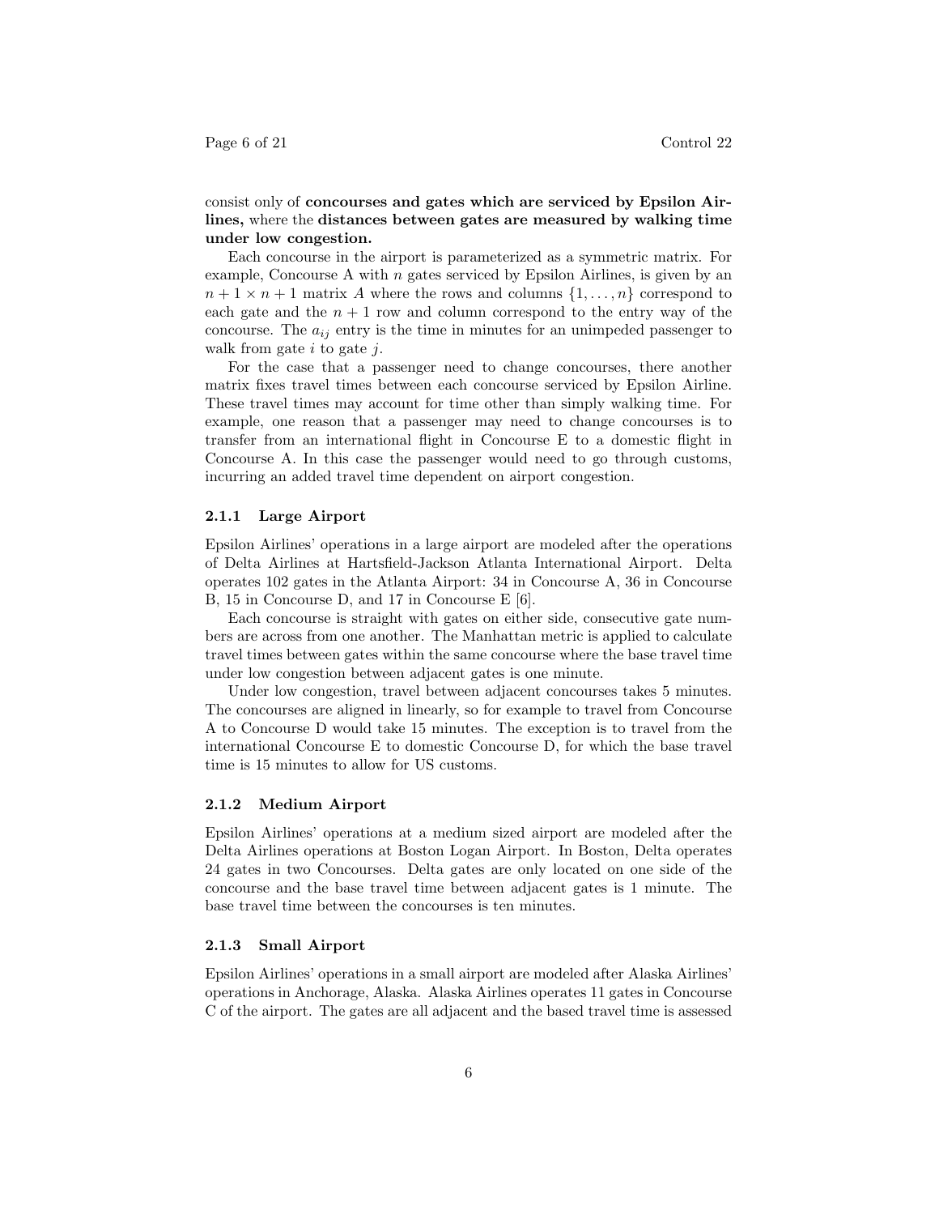consist only of **concourses and gates which are serviced by Epsilon Airlines,** where the **distances between gates are measured by walking time under low congestion.**

Each concourse in the airport is parameterized as a symmetric matrix. For example, Concourse A with $n$ gates serviced by Epsilon Airlines, is given by an $n+1 \times n+1$ matrix $A$ where the rows and columns $\{1, \ldots, n\}$ correspond to each gate and the $n+1$ row and column correspond to the entry way of the concourse. The $a_{ij}$ entry is the time in minutes for an unimpeded passenger to walk from gate $i$ to gate $j$.

For the case that a passenger need to change concourses, there another matrix fixes travel times between each concourse serviced by Epsilon Airline. These travel times may account for time other than simply walking time. For example, one reason that a passenger may need to change concourses is to transfer from an international flight in Concourse E to a domestic flight in Concourse A. In this case the passenger would need to go through customs, incurring an added travel time dependent on airport congestion.

### 2.1.1 Large Airport

Epsilon Airlines' operations in a large airport are modeled after the operations of Delta Airlines at Hartsfield-Jackson Atlanta International Airport. Delta operates 102 gates in the Atlanta Airport: 34 in Concourse A, 36 in Concourse B, 15 in Concourse D, and 17 in Concourse E [6].

Each concourse is straight with gates on either side, consecutive gate numbers are across from one another. The Manhattan metric is applied to calculate travel times between gates within the same concourse where the base travel time under low congestion between adjacent gates is one minute.

Under low congestion, travel between adjacent concourses takes 5 minutes. The concourses are aligned in linearly, so for example to travel from Concourse A to Concourse D would take 15 minutes. The exception is to travel from the international Concourse E to domestic Concourse D, for which the base travel time is 15 minutes to allow for US customs.

### 2.1.2 Medium Airport

Epsilon Airlines' operations at a medium sized airport are modeled after the Delta Airlines operations at Boston Logan Airport. In Boston, Delta operates 24 gates in two Concourses. Delta gates are only located on one side of the concourse and the base travel time between adjacent gates is 1 minute. The base travel time between the concourses is ten minutes.

### 2.1.3 Small Airport

Epsilon Airlines' operations in a small airport are modeled after Alaska Airlines' operations in Anchorage, Alaska. Alaska Airlines operates 11 gates in Concourse C of the airport. The gates are all adjacent and the based travel time is assessed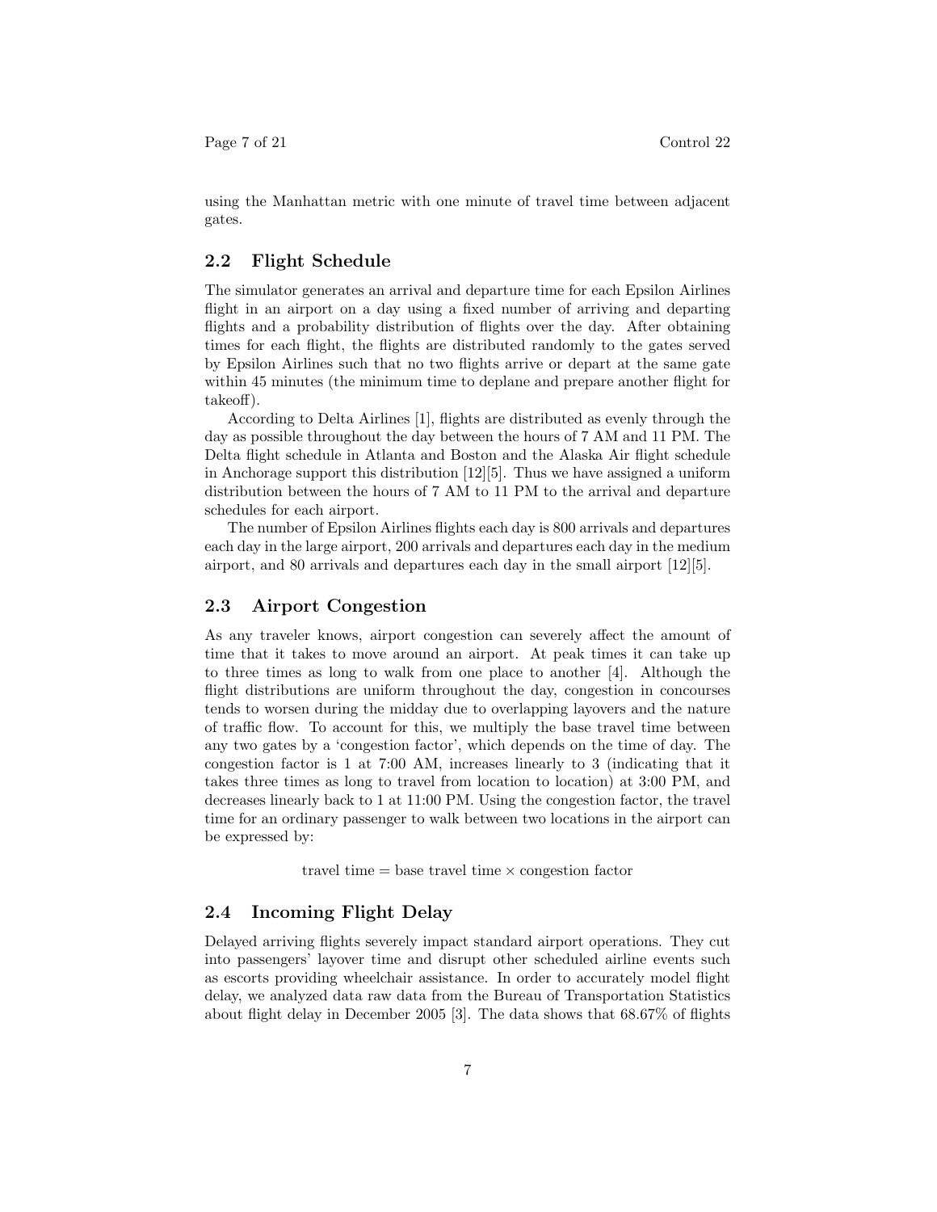using the Manhattan metric with one minute of travel time between adjacent gates.

## 2.2 Flight Schedule

The simulator generates an arrival and departure time for each Epsilon Airlines flight in an airport on a day using a fixed number of arriving and departing flights and a probability distribution of flights over the day. After obtaining times for each flight, the flights are distributed randomly to the gates served by Epsilon Airlines such that no two flights arrive or depart at the same gate within 45 minutes (the minimum time to deplane and prepare another flight for takeoff).

According to Delta Airlines [1], flights are distributed as evenly through the day as possible throughout the day between the hours of 7 AM and 11 PM. The Delta flight schedule in Atlanta and Boston and the Alaska Air flight schedule in Anchorage support this distribution [12][5]. Thus we have assigned a uniform distribution between the hours of 7 AM to 11 PM to the arrival and departure schedules for each airport.

The number of Epsilon Airlines flights each day is 800 arrivals and departures each day in the large airport, 200 arrivals and departures each day in the medium airport, and 80 arrivals and departures each day in the small airport [12][5].

## 2.3 Airport Congestion

As any traveler knows, airport congestion can severely affect the amount of time that it takes to move around an airport. At peak times it can take up to three times as long to walk from one place to another [4]. Although the flight distributions are uniform throughout the day, congestion in concourses tends to worsen during the midday due to overlapping layovers and the nature of traffic flow. To account for this, we multiply the base travel time between any two gates by a 'congestion factor', which depends on the time of day. The congestion factor is 1 at 7:00 AM, increases linearly to 3 (indicating that it takes three times as long to travel from location to location) at 3:00 PM, and decreases linearly back to 1 at 11:00 PM. Using the congestion factor, the travel time for an ordinary passenger to walk between two locations in the airport can be expressed by:

$$\text{travel time} = \text{base travel time} \times \text{congestion factor}$$

## 2.4 Incoming Flight Delay

Delayed arriving flights severely impact standard airport operations. They cut into passengers' layover time and disrupt other scheduled airline events such as escorts providing wheelchair assistance. In order to accurately model flight delay, we analyzed data raw data from the Bureau of Transportation Statistics about flight delay in December 2005 [3]. The data shows that 68.67% of flights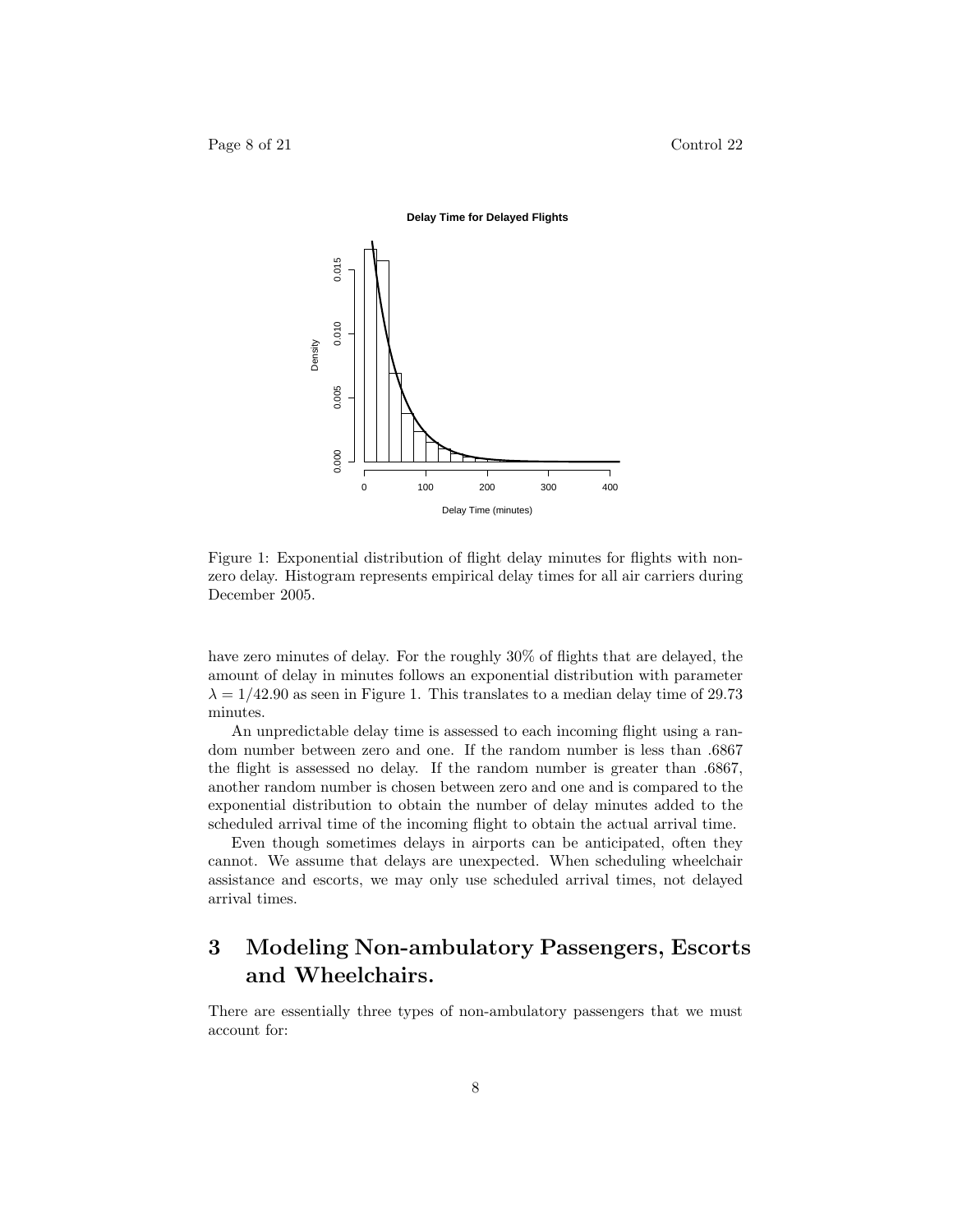Figure 1: Exponential distribution of flight delay minutes for flights with non-zero delay. Histogram represents empirical delay times for all air carriers during December 2005.

have zero minutes of delay. For the roughly 30% of flights that are delayed, the amount of delay in minutes follows an exponential distribution with parameter $\lambda = 1/42.90$ as seen in Figure 1. This translates to a median delay time of 29.73 minutes.

An unpredictable delay time is assessed to each incoming flight using a random number between zero and one. If the random number is less than .6867 the flight is assessed no delay. If the random number is greater than .6867, another random number is chosen between zero and one and is compared to the exponential distribution to obtain the number of delay minutes added to the scheduled arrival time of the incoming flight to obtain the actual arrival time.

Even though sometimes delays in airports can be anticipated, often they cannot. We assume that delays are unexpected. When scheduling wheelchair assistance and escorts, we may only use scheduled arrival times, not delayed arrival times.

# 3 Modeling Non-ambulatory Passengers, Escorts and Wheelchairs.

There are essentially three types of non-ambulatory passengers that we must account for: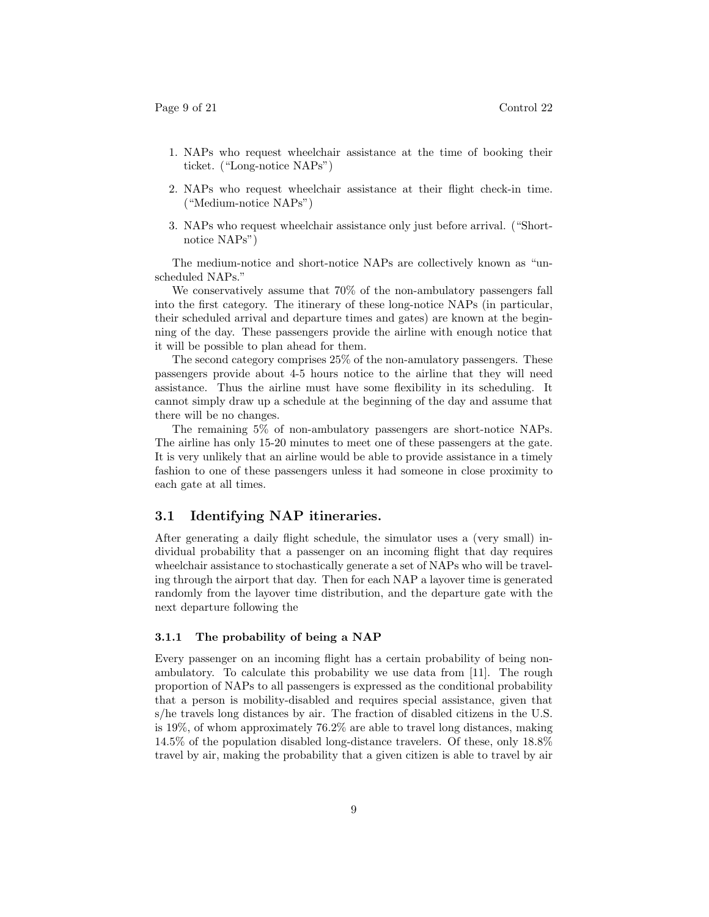1. NAPs who request wheelchair assistance at the time of booking their ticket. ("Long-notice NAPs")

2. NAPs who request wheelchair assistance at their flight check-in time. ("Medium-notice NAPs")

3. NAPs who request wheelchair assistance only just before arrival. ("Short-notice NAPs")

The medium-notice and short-notice NAPs are collectively known as "unscheduled NAPs."

We conservatively assume that 70% of the non-ambulatory passengers fall into the first category. The itinerary of these long-notice NAPs (in particular, their scheduled arrival and departure times and gates) are known at the beginning of the day. These passengers provide the airline with enough notice that it will be possible to plan ahead for them.

The second category comprises 25% of the non-amulatory passengers. These passengers provide about 4-5 hours notice to the airline that they will need assistance. Thus the airline must have some flexibility in its scheduling. It cannot simply draw up a schedule at the beginning of the day and assume that there will be no changes.

The remaining 5% of non-ambulatory passengers are short-notice NAPs. The airline has only 15-20 minutes to meet one of these passengers at the gate. It is very unlikely that an airline would be able to provide assistance in a timely fashion to one of these passengers unless it had someone in close proximity to each gate at all times.

## 3.1 Identifying NAP itineraries.

After generating a daily flight schedule, the simulator uses a (very small) individual probability that a passenger on an incoming flight that day requires wheelchair assistance to stochastically generate a set of NAPs who will be traveling through the airport that day. Then for each NAP a layover time is generated randomly from the layover time distribution, and the departure gate with the next departure following the

### 3.1.1 The probability of being a NAP

Every passenger on an incoming flight has a certain probability of being non-ambulatory. To calculate this probability we use data from [11]. The rough proportion of NAPs to all passengers is expressed as the conditional probability that a person is mobility-disabled and requires special assistance, given that s/he travels long distances by air. The fraction of disabled citizens in the U.S. is 19%, of whom approximately 76.2% are able to travel long distances, making 14.5% of the population disabled long-distance travelers. Of these, only 18.8% travel by air, making the probability that a given citizen is able to travel by air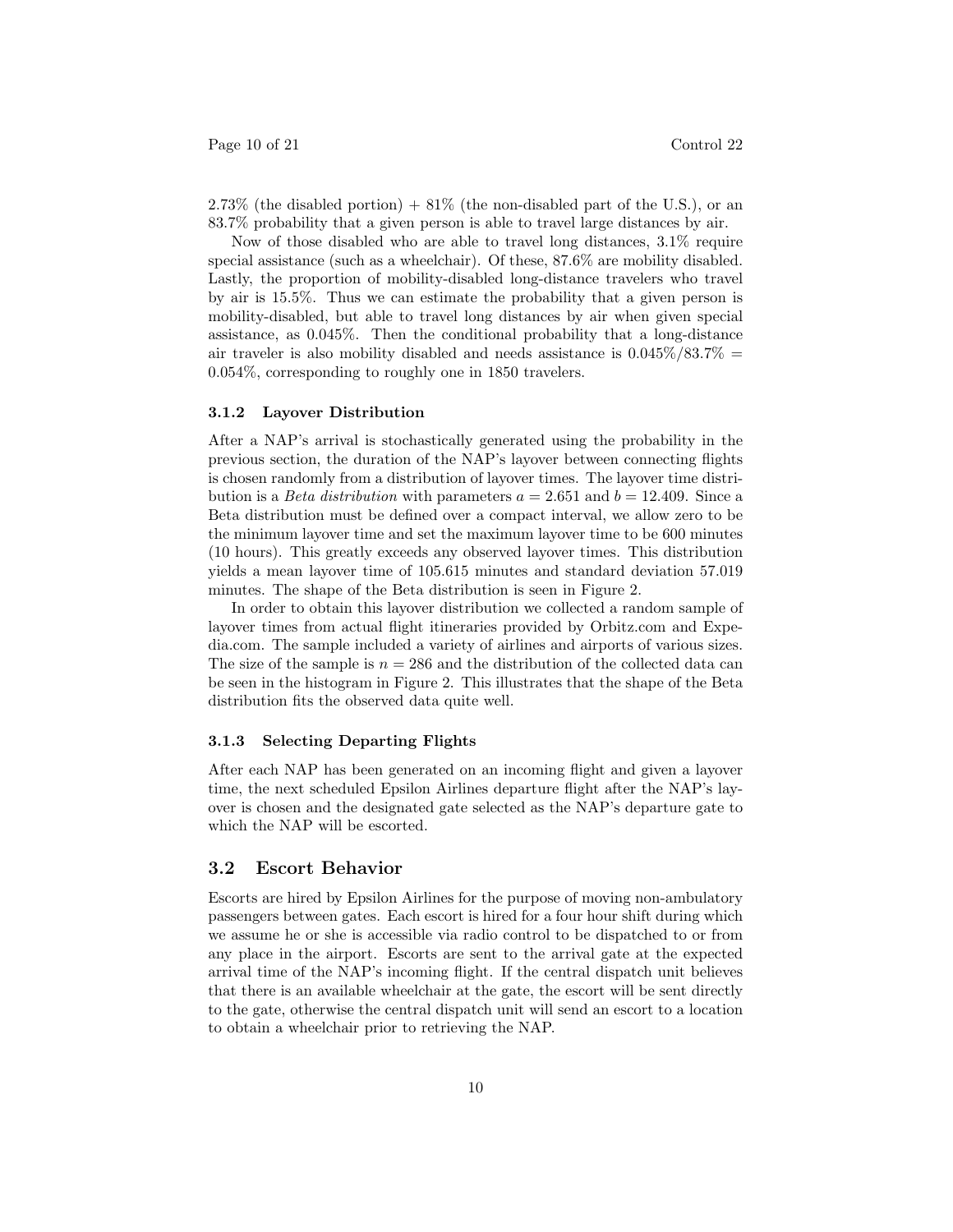2.73% (the disabled portion) + 81% (the non-disabled part of the U.S.), or an 83.7% probability that a given person is able to travel large distances by air.

Now of those disabled who are able to travel long distances, 3.1% require special assistance (such as a wheelchair). Of these, 87.6% are mobility disabled. Lastly, the proportion of mobility-disabled long-distance travelers who travel by air is 15.5%. Thus we can estimate the probability that a given person is mobility-disabled, but able to travel long distances by air when given special assistance, as 0.045%. Then the conditional probability that a long-distance air traveler is also mobility disabled and needs assistance is 0.045%/83.7% = 0.054%, corresponding to roughly one in 1850 travelers.

#### 3.1.2 Layover Distribution

After a NAP's arrival is stochastically generated using the probability in the previous section, the duration of the NAP's layover between connecting flights is chosen randomly from a distribution of layover times. The layover time distribution is a *Beta distribution* with parameters $a = 2.651$ and $b = 12.409$. Since a Beta distribution must be defined over a compact interval, we allow zero to be the minimum layover time and set the maximum layover time to be 600 minutes (10 hours). This greatly exceeds any observed layover times. This distribution yields a mean layover time of 105.615 minutes and standard deviation 57.019 minutes. The shape of the Beta distribution is seen in Figure 2.

In order to obtain this layover distribution we collected a random sample of layover times from actual flight itineraries provided by Orbitz.com and Expedia.com. The sample included a variety of airlines and airports of various sizes. The size of the sample is $n = 286$ and the distribution of the collected data can be seen in the histogram in Figure 2. This illustrates that the shape of the Beta distribution fits the observed data quite well.

#### 3.1.3 Selecting Departing Flights

After each NAP has been generated on an incoming flight and given a layover time, the next scheduled Epsilon Airlines departure flight after the NAP's layover is chosen and the designated gate selected as the NAP's departure gate to which the NAP will be escorted.

### 3.2 Escort Behavior

Escorts are hired by Epsilon Airlines for the purpose of moving non-ambulatory passengers between gates. Each escort is hired for a four hour shift during which we assume he or she is accessible via radio control to be dispatched to or from any place in the airport. Escorts are sent to the arrival gate at the expected arrival time of the NAP's incoming flight. If the central dispatch unit believes that there is an available wheelchair at the gate, the escort will be sent directly to the gate, otherwise the central dispatch unit will send an escort to a location to obtain a wheelchair prior to retrieving the NAP.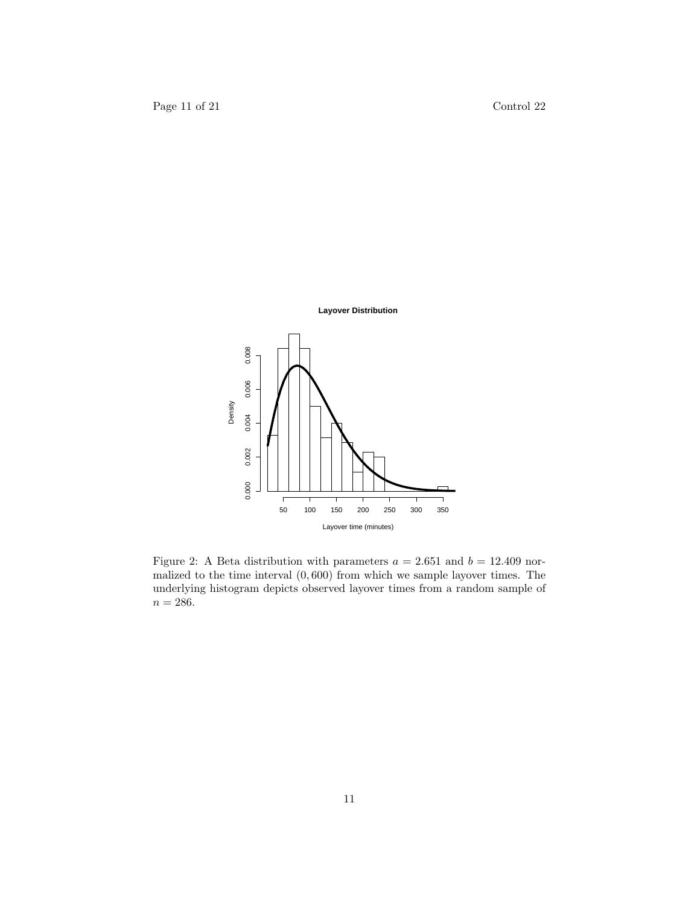Figure 2: A Beta distribution with parameters $a = 2.651$ and $b = 12.409$ normalized to the time interval $(0, 600)$ from which we sample layover times. The underlying histogram depicts observed layover times from a random sample of $n = 286$.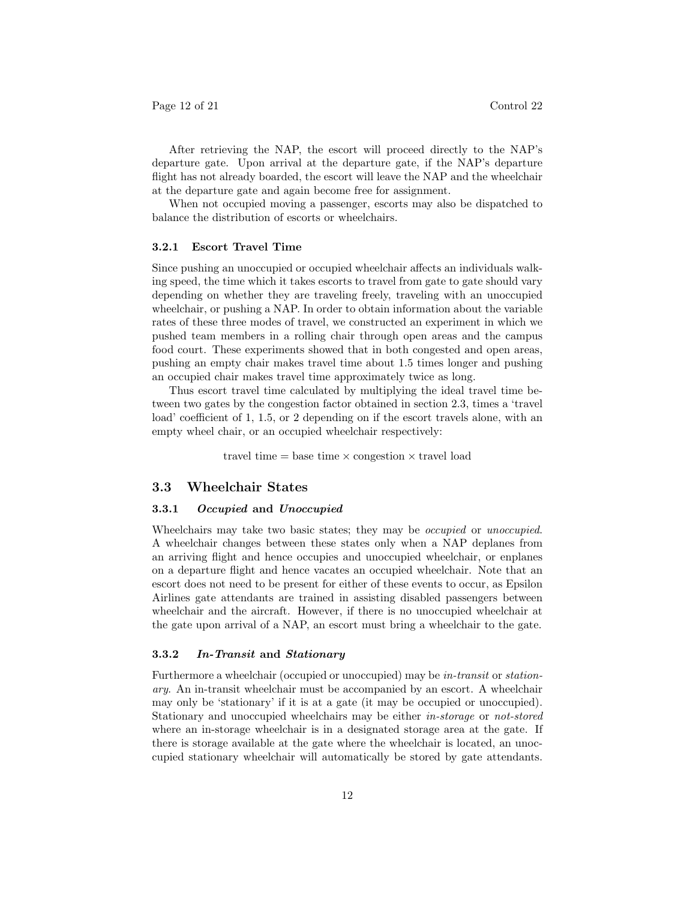After retrieving the NAP, the escort will proceed directly to the NAP's departure gate. Upon arrival at the departure gate, if the NAP's departure flight has not already boarded, the escort will leave the NAP and the wheelchair at the departure gate and again become free for assignment.

When not occupied moving a passenger, escorts may also be dispatched to balance the distribution of escorts or wheelchairs.

#### 3.2.1 Escort Travel Time

Since pushing an unoccupied or occupied wheelchair affects an individuals walking speed, the time which it takes escorts to travel from gate to gate should vary depending on whether they are traveling freely, traveling with an unoccupied wheelchair, or pushing a NAP. In order to obtain information about the variable rates of these three modes of travel, we constructed an experiment in which we pushed team members in a rolling chair through open areas and the campus food court. These experiments showed that in both congested and open areas, pushing an empty chair makes travel time about 1.5 times longer and pushing an occupied chair makes travel time approximately twice as long.

Thus escort travel time calculated by multiplying the ideal travel time between two gates by the congestion factor obtained in section 2.3, times a 'travel load' coefficient of 1, 1.5, or 2 depending on if the escort travels alone, with an empty wheel chair, or an occupied wheelchair respectively:

$$\text{travel time} = \text{base time} \times \text{congestion} \times \text{travel load}$$

### 3.3 Wheelchair States

#### 3.3.1 *Occupied* and *Unoccupied*

Wheelchairs may take two basic states; they may be *occupied* or *unoccupied*. A wheelchair changes between these states only when a NAP deplanes from an arriving flight and hence occupies and unoccupied wheelchair, or enplanes on a departure flight and hence vacates an occupied wheelchair. Note that an escort does not need to be present for either of these events to occur, as Epsilon Airlines gate attendants are trained in assisting disabled passengers between wheelchair and the aircraft. However, if there is no unoccupied wheelchair at the gate upon arrival of a NAP, an escort must bring a wheelchair to the gate.

#### 3.3.2 *In-Transit* and *Stationary*

Furthermore a wheelchair (occupied or unoccupied) may be *in-transit* or *stationary*. An in-transit wheelchair must be accompanied by an escort. A wheelchair may only be 'stationary' if it is at a gate (it may be occupied or unoccupied). Stationary and unoccupied wheelchairs may be either *in-storage* or *not-stored* where an in-storage wheelchair is in a designated storage area at the gate. If there is storage available at the gate where the wheelchair is located, an unoccupied stationary wheelchair will automatically be stored by gate attendants.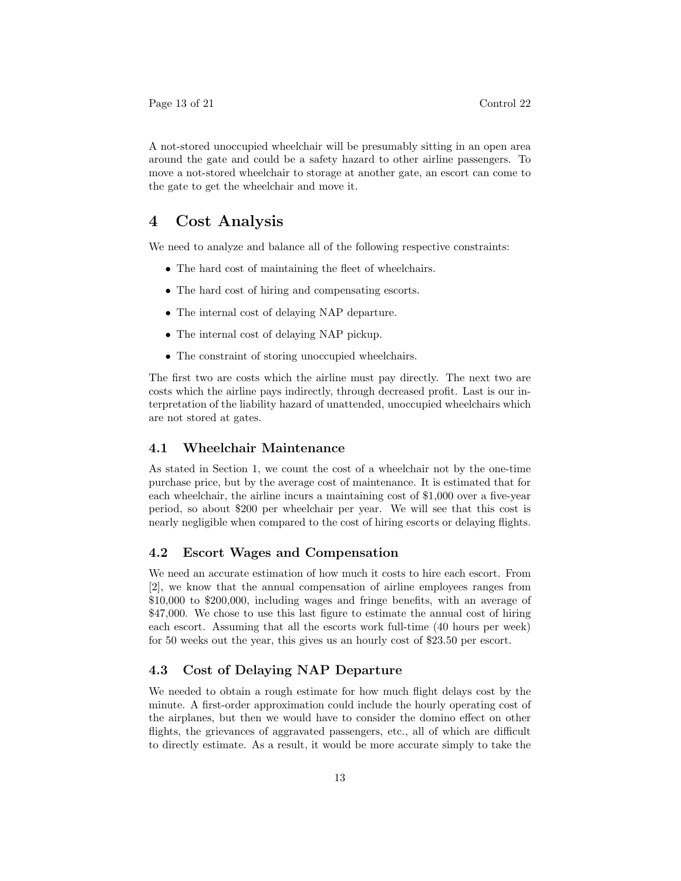A not-stored unoccupied wheelchair will be presumably sitting in an open area around the gate and could be a safety hazard to other airline passengers. To move a not-stored wheelchair to storage at another gate, an escort can come to the gate to get the wheelchair and move it.

# 4 Cost Analysis

We need to analyze and balance all of the following respective constraints:

- The hard cost of maintaining the fleet of wheelchairs.
- The hard cost of hiring and compensating escorts.
- The internal cost of delaying NAP departure.
- The internal cost of delaying NAP pickup.
- The constraint of storing unoccupied wheelchairs.

The first two are costs which the airline must pay directly. The next two are costs which the airline pays indirectly, through decreased profit. Last is our interpretation of the liability hazard of unattended, unoccupied wheelchairs which are not stored at gates.

## 4.1 Wheelchair Maintenance

As stated in Section 1, we count the cost of a wheelchair not by the one-time purchase price, but by the average cost of maintenance. It is estimated that for each wheelchair, the airline incurs a maintaining cost of $1,000 over a five-year period, so about $200 per wheelchair per year. We will see that this cost is nearly negligible when compared to the cost of hiring escorts or delaying flights.

## 4.2 Escort Wages and Compensation

We need an accurate estimation of how much it costs to hire each escort. From [2], we know that the annual compensation of airline employees ranges from $10,000 to $200,000, including wages and fringe benefits, with an average of $47,000. We chose to use this last figure to estimate the annual cost of hiring each escort. Assuming that all the escorts work full-time (40 hours per week) for 50 weeks out the year, this gives us an hourly cost of $23.50 per escort.

## 4.3 Cost of Delaying NAP Departure

We needed to obtain a rough estimate for how much flight delays cost by the minute. A first-order approximation could include the hourly operating cost of the airplanes, but then we would have to consider the domino effect on other flights, the grievances of aggravated passengers, etc., all of which are difficult to directly estimate. As a result, it would be more accurate simply to take the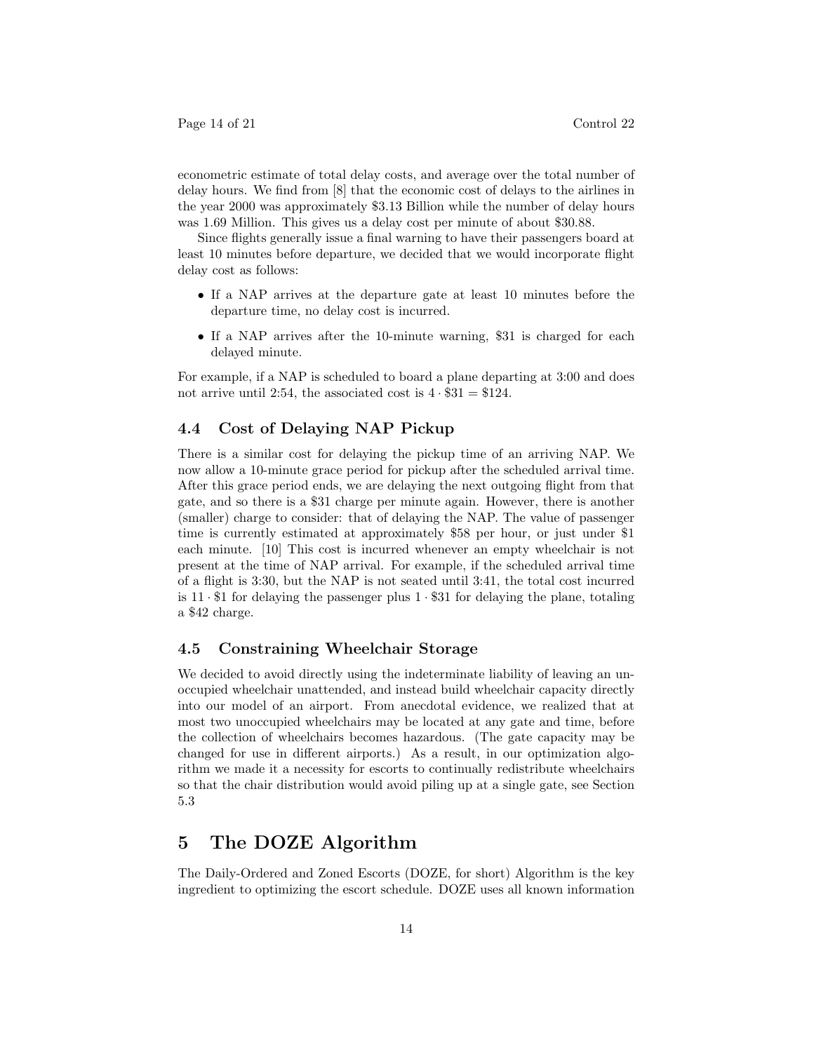econometric estimate of total delay costs, and average over the total number of delay hours. We find from [8] that the economic cost of delays to the airlines in the year 2000 was approximately \$3.13 Billion while the number of delay hours was 1.69 Million. This gives us a delay cost per minute of about \$30.88.

Since flights generally issue a final warning to have their passengers board at least 10 minutes before departure, we decided that we would incorporate flight delay cost as follows:

- If a NAP arrives at the departure gate at least 10 minutes before the departure time, no delay cost is incurred.
- If a NAP arrives after the 10-minute warning, \$31 is charged for each delayed minute.

For example, if a NAP is scheduled to board a plane departing at 3:00 and does not arrive until 2:54, the associated cost is $4 \cdot \$31 = \$124$.

### 4.4 Cost of Delaying NAP Pickup

There is a similar cost for delaying the pickup time of an arriving NAP. We now allow a 10-minute grace period for pickup after the scheduled arrival time. After this grace period ends, we are delaying the next outgoing flight from that gate, and so there is a \$31 charge per minute again. However, there is another (smaller) charge to consider: that of delaying the NAP. The value of passenger time is currently estimated at approximately \$58 per hour, or just under \$1 each minute. [10] This cost is incurred whenever an empty wheelchair is not present at the time of NAP arrival. For example, if the scheduled arrival time of a flight is 3:30, but the NAP is not seated until 3:41, the total cost incurred is $11 \cdot \$1$ for delaying the passenger plus $1 \cdot \$31$ for delaying the plane, totaling a \$42 charge.

### 4.5 Constraining Wheelchair Storage

We decided to avoid directly using the indeterminate liability of leaving an unoccupied wheelchair unattended, and instead build wheelchair capacity directly into our model of an airport. From anecdotal evidence, we realized that at most two unoccupied wheelchairs may be located at any gate and time, before the collection of wheelchairs becomes hazardous. (The gate capacity may be changed for use in different airports.) As a result, in our optimization algorithm we made it a necessity for escorts to continually redistribute wheelchairs so that the chair distribution would avoid piling up at a single gate, see Section 5.3

## 5 The DOZE Algorithm

The Daily-Ordered and Zoned Escorts (DOZE, for short) Algorithm is the key ingredient to optimizing the escort schedule. DOZE uses all known information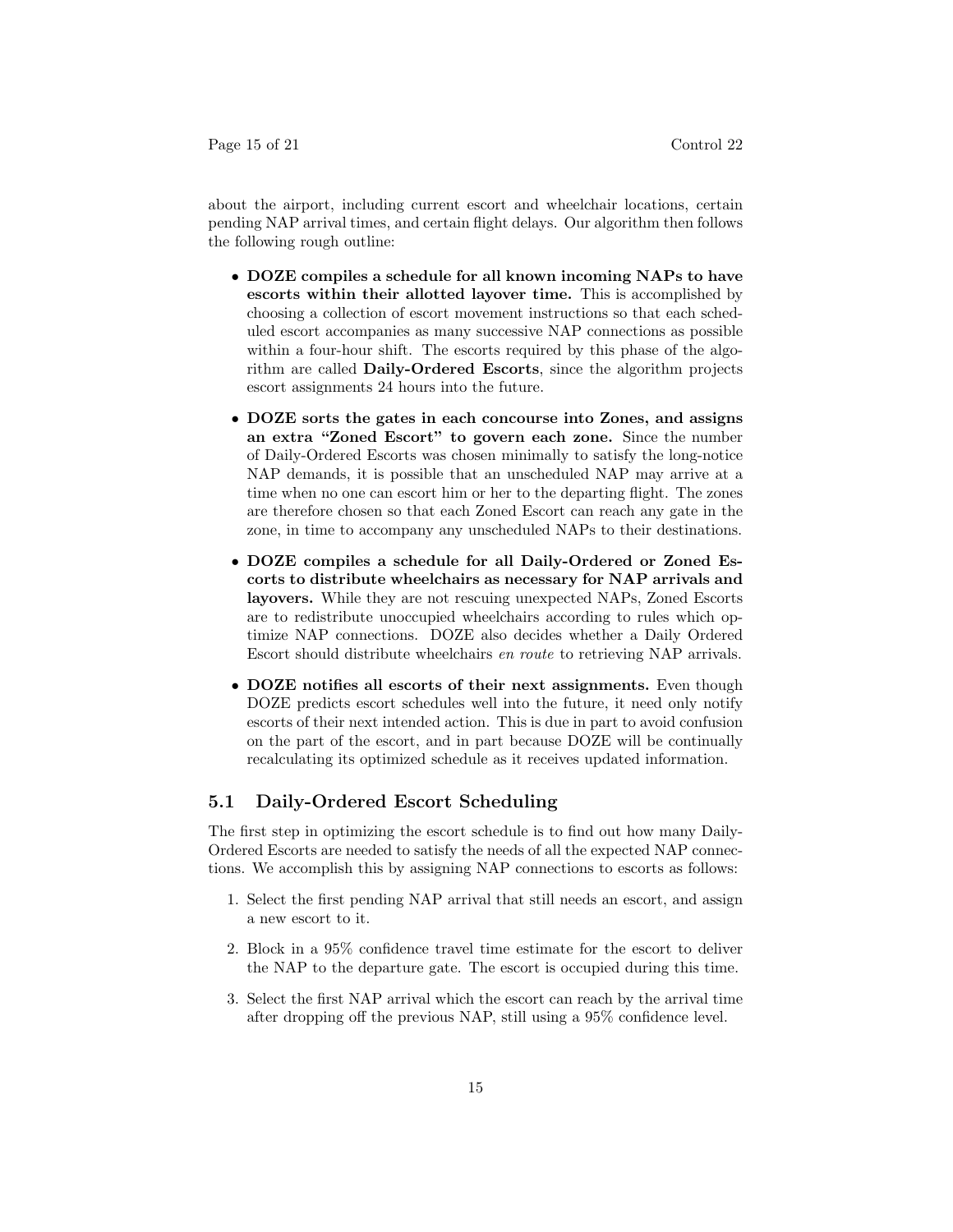about the airport, including current escort and wheelchair locations, certain pending NAP arrival times, and certain flight delays. Our algorithm then follows the following rough outline:

- **DOZE compiles a schedule for all known incoming NAPs to have escorts within their allotted layover time.** This is accomplished by choosing a collection of escort movement instructions so that each scheduled escort accompanies as many successive NAP connections as possible within a four-hour shift. The escorts required by this phase of the algorithm are called **Daily-Ordered Escorts**, since the algorithm projects escort assignments 24 hours into the future.
- **DOZE sorts the gates in each concourse into Zones, and assigns an extra "Zoned Escort" to govern each zone.** Since the number of Daily-Ordered Escorts was chosen minimally to satisfy the long-notice NAP demands, it is possible that an unscheduled NAP may arrive at a time when no one can escort him or her to the departing flight. The zones are therefore chosen so that each Zoned Escort can reach any gate in the zone, in time to accompany any unscheduled NAPs to their destinations.
- **DOZE compiles a schedule for all Daily-Ordered or Zoned Escorts to distribute wheelchairs as necessary for NAP arrivals and layovers.** While they are not rescuing unexpected NAPs, Zoned Escorts are to redistribute unoccupied wheelchairs according to rules which optimize NAP connections. DOZE also decides whether a Daily Ordered Escort should distribute wheelchairs *en route* to retrieving NAP arrivals.
- **DOZE notifies all escorts of their next assignments.** Even though DOZE predicts escort schedules well into the future, it need only notify escorts of their next intended action. This is due in part to avoid confusion on the part of the escort, and in part because DOZE will be continually recalculating its optimized schedule as it receives updated information.

## 5.1 Daily-Ordered Escort Scheduling

The first step in optimizing the escort schedule is to find out how many Daily-Ordered Escorts are needed to satisfy the needs of all the expected NAP connections. We accomplish this by assigning NAP connections to escorts as follows:

1. Select the first pending NAP arrival that still needs an escort, and assign a new escort to it.
2. Block in a 95% confidence travel time estimate for the escort to deliver the NAP to the departure gate. The escort is occupied during this time.
3. Select the first NAP arrival which the escort can reach by the arrival time after dropping off the previous NAP, still using a 95% confidence level.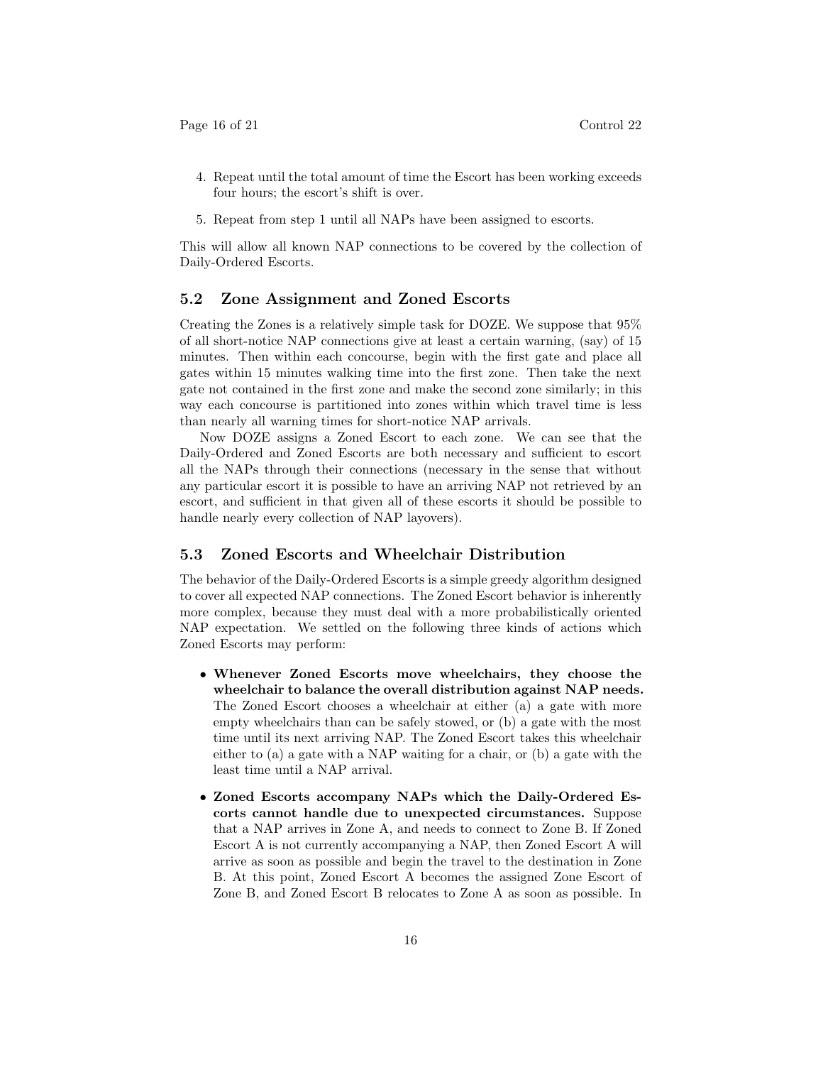4. Repeat until the total amount of time the Escort has been working exceeds four hours; the escort's shift is over.
5. Repeat from step 1 until all NAPs have been assigned to escorts.

This will allow all known NAP connections to be covered by the collection of Daily-Ordered Escorts.

### 5.2 Zone Assignment and Zoned Escorts

Creating the Zones is a relatively simple task for DOZE. We suppose that 95% of all short-notice NAP connections give at least a certain warning, (say) of 15 minutes. Then within each concourse, begin with the first gate and place all gates within 15 minutes walking time into the first zone. Then take the next gate not contained in the first zone and make the second zone similarly; in this way each concourse is partitioned into zones within which travel time is less than nearly all warning times for short-notice NAP arrivals.

Now DOZE assigns a Zoned Escort to each zone. We can see that the Daily-Ordered and Zoned Escorts are both necessary and sufficient to escort all the NAPs through their connections (necessary in the sense that without any particular escort it is possible to have an arriving NAP not retrieved by an escort, and sufficient in that given all of these escorts it should be possible to handle nearly every collection of NAP layovers).

### 5.3 Zoned Escorts and Wheelchair Distribution

The behavior of the Daily-Ordered Escorts is a simple greedy algorithm designed to cover all expected NAP connections. The Zoned Escort behavior is inherently more complex, because they must deal with a more probabilistically oriented NAP expectation. We settled on the following three kinds of actions which Zoned Escorts may perform:

- **Whenever Zoned Escorts move wheelchairs, they choose the wheelchair to balance the overall distribution against NAP needs.** The Zoned Escort chooses a wheelchair at either (a) a gate with more empty wheelchairs than can be safely stowed, or (b) a gate with the most time until its next arriving NAP. The Zoned Escort takes this wheelchair either to (a) a gate with a NAP waiting for a chair, or (b) a gate with the least time until a NAP arrival.
- **Zoned Escorts accompany NAPs which the Daily-Ordered Escorts cannot handle due to unexpected circumstances.** Suppose that a NAP arrives in Zone A, and needs to connect to Zone B. If Zoned Escort A is not currently accompanying a NAP, then Zoned Escort A will arrive as soon as possible and begin the travel to the destination in Zone B. At this point, Zoned Escort A becomes the assigned Zone Escort of Zone B, and Zoned Escort B relocates to Zone A as soon as possible. In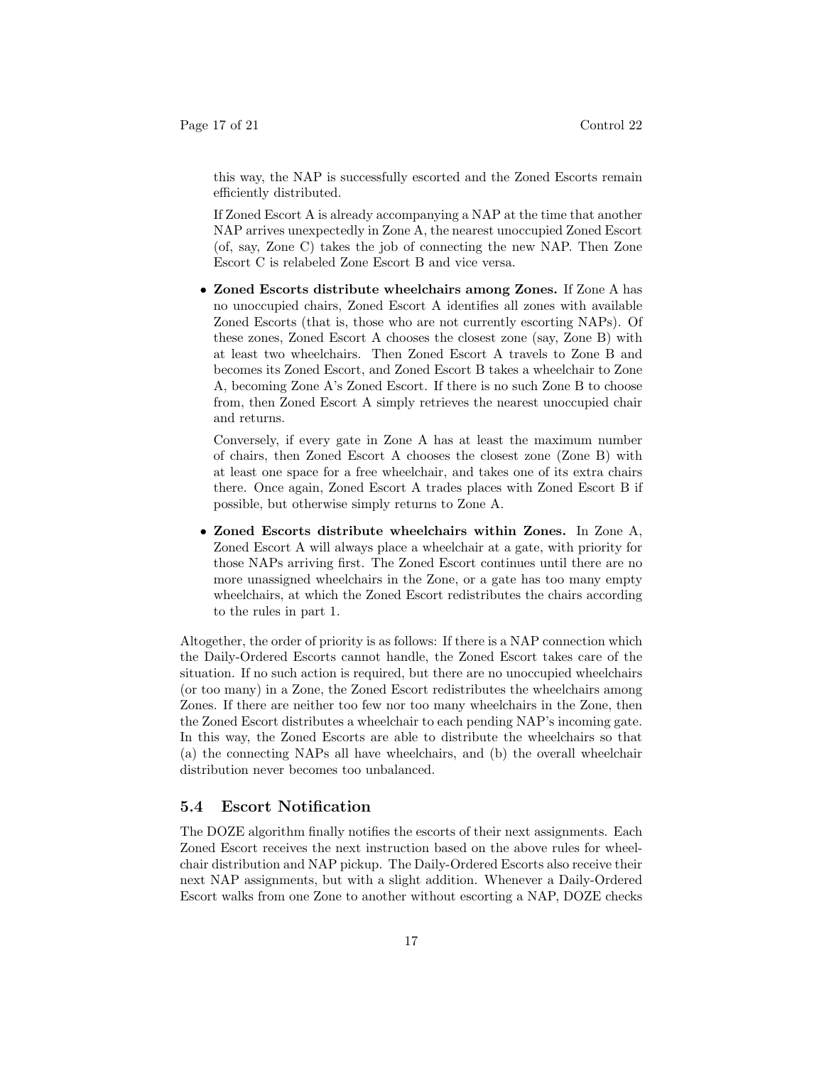this way, the NAP is successfully escorted and the Zoned Escorts remain efficiently distributed.

If Zoned Escort A is already accompanying a NAP at the time that another NAP arrives unexpectedly in Zone A, the nearest unoccupied Zoned Escort (of, say, Zone C) takes the job of connecting the new NAP. Then Zone Escort C is relabeled Zone Escort B and vice versa.

- **Zoned Escorts distribute wheelchairs among Zones.** If Zone A has no unoccupied chairs, Zoned Escort A identifies all zones with available Zoned Escorts (that is, those who are not currently escorting NAPs). Of these zones, Zoned Escort A chooses the closest zone (say, Zone B) with at least two wheelchairs. Then Zoned Escort A travels to Zone B and becomes its Zoned Escort, and Zoned Escort B takes a wheelchair to Zone A, becoming Zone A's Zoned Escort. If there is no such Zone B to choose from, then Zoned Escort A simply retrieves the nearest unoccupied chair and returns.

  Conversely, if every gate in Zone A has at least the maximum number of chairs, then Zoned Escort A chooses the closest zone (Zone B) with at least one space for a free wheelchair, and takes one of its extra chairs there. Once again, Zoned Escort A trades places with Zoned Escort B if possible, but otherwise simply returns to Zone A.

- **Zoned Escorts distribute wheelchairs within Zones.** In Zone A, Zoned Escort A will always place a wheelchair at a gate, with priority for those NAPs arriving first. The Zoned Escort continues until there are no more unassigned wheelchairs in the Zone, or a gate has too many empty wheelchairs, at which the Zoned Escort redistributes the chairs according to the rules in part 1.

Altogether, the order of priority is as follows: If there is a NAP connection which the Daily-Ordered Escorts cannot handle, the Zoned Escort takes care of the situation. If no such action is required, but there are no unoccupied wheelchairs (or too many) in a Zone, the Zoned Escort redistributes the wheelchairs among Zones. If there are neither too few nor too many wheelchairs in the Zone, then the Zoned Escort distributes a wheelchair to each pending NAP's incoming gate. In this way, the Zoned Escorts are able to distribute the wheelchairs so that (a) the connecting NAPs all have wheelchairs, and (b) the overall wheelchair distribution never becomes too unbalanced.

### 5.4 Escort Notification

The DOZE algorithm finally notifies the escorts of their next assignments. Each Zoned Escort receives the next instruction based on the above rules for wheelchair distribution and NAP pickup. The Daily-Ordered Escorts also receive their next NAP assignments, but with a slight addition. Whenever a Daily-Ordered Escort walks from one Zone to another without escorting a NAP, DOZE checks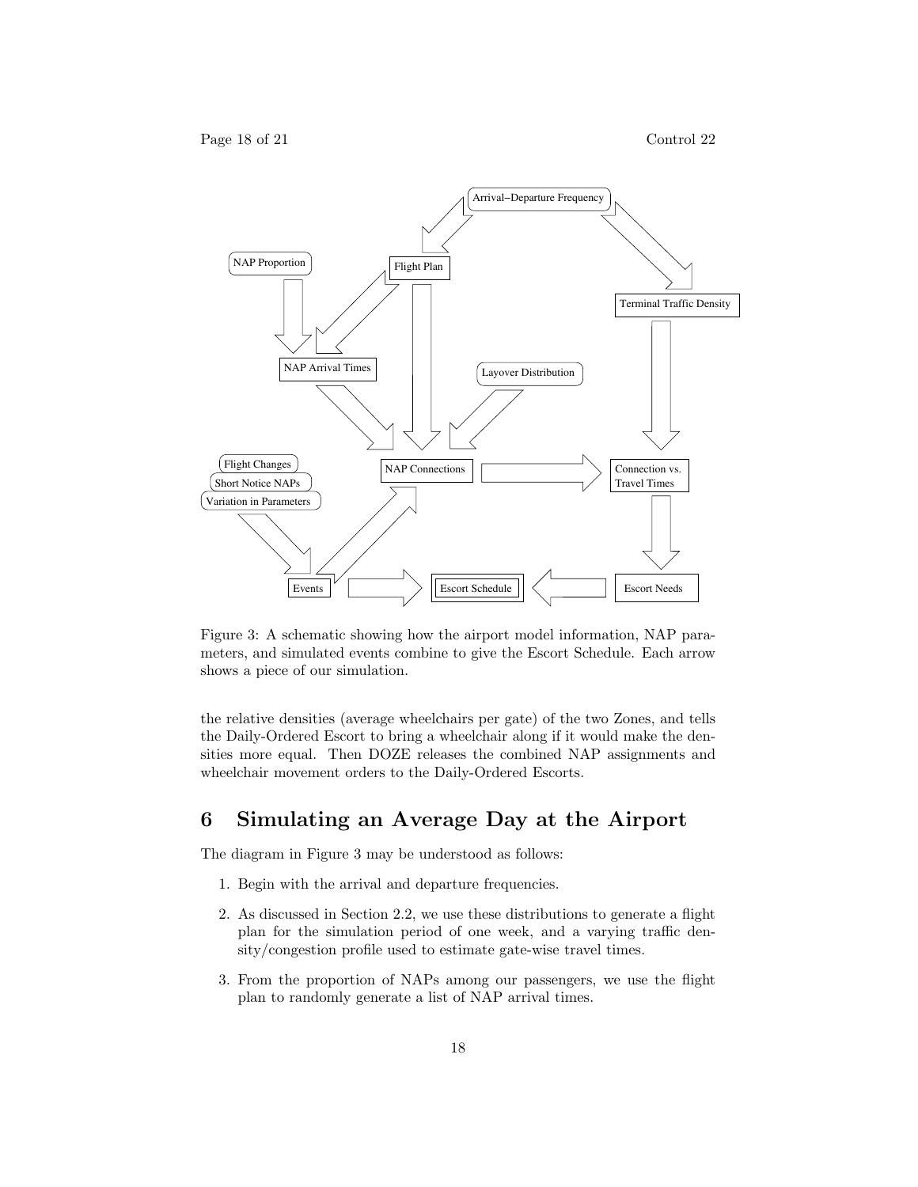Figure 3: A schematic showing how the airport model information, NAP parameters, and simulated events combine to give the Escort Schedule. Each arrow shows a piece of our simulation.

the relative densities (average wheelchairs per gate) of the two Zones, and tells the Daily-Ordered Escort to bring a wheelchair along if it would make the densities more equal. Then DOZE releases the combined NAP assignments and wheelchair movement orders to the Daily-Ordered Escorts.

## 6 Simulating an Average Day at the Airport

The diagram in Figure 3 may be understood as follows:

1. Begin with the arrival and departure frequencies.
2. As discussed in Section 2.2, we use these distributions to generate a flight plan for the simulation period of one week, and a varying traffic density/congestion profile used to estimate gate-wise travel times.
3. From the proportion of NAPs among our passengers, we use the flight plan to randomly generate a list of NAP arrival times.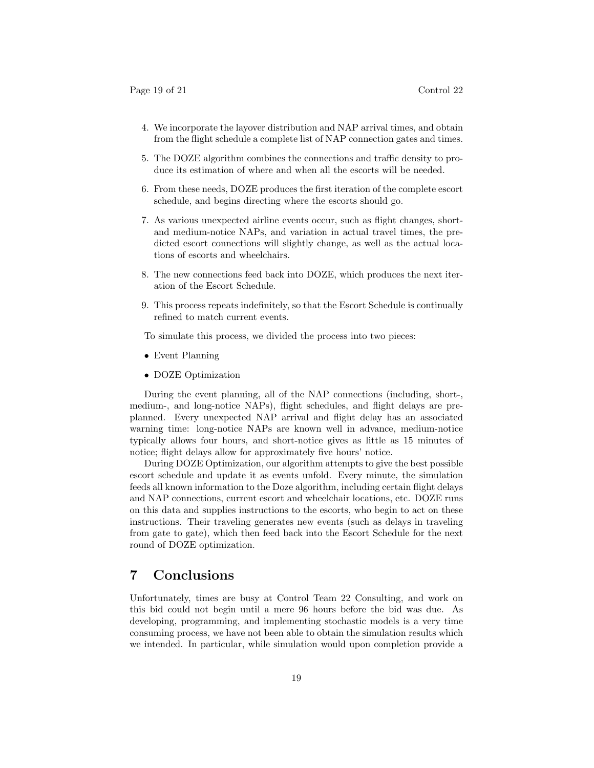4. We incorporate the layover distribution and NAP arrival times, and obtain from the flight schedule a complete list of NAP connection gates and times.

5. The DOZE algorithm combines the connections and traffic density to produce its estimation of where and when all the escorts will be needed.

6. From these needs, DOZE produces the first iteration of the complete escort schedule, and begins directing where the escorts should go.

7. As various unexpected airline events occur, such as flight changes, short- and medium-notice NAPs, and variation in actual travel times, the predicted escort connections will slightly change, as well as the actual locations of escorts and wheelchairs.

8. The new connections feed back into DOZE, which produces the next iteration of the Escort Schedule.

9. This process repeats indefinitely, so that the Escort Schedule is continually refined to match current events.

To simulate this process, we divided the process into two pieces:

- Event Planning
- DOZE Optimization

During the event planning, all of the NAP connections (including, short-, medium-, and long-notice NAPs), flight schedules, and flight delays are preplanned. Every unexpected NAP arrival and flight delay has an associated warning time: long-notice NAPs are known well in advance, medium-notice typically allows four hours, and short-notice gives as little as 15 minutes of notice; flight delays allow for approximately five hours' notice.

During DOZE Optimization, our algorithm attempts to give the best possible escort schedule and update it as events unfold. Every minute, the simulation feeds all known information to the Doze algorithm, including certain flight delays and NAP connections, current escort and wheelchair locations, etc. DOZE runs on this data and supplies instructions to the escorts, who begin to act on these instructions. Their traveling generates new events (such as delays in traveling from gate to gate), which then feed back into the Escort Schedule for the next round of DOZE optimization.

# 7 Conclusions

Unfortunately, times are busy at Control Team 22 Consulting, and work on this bid could not begin until a mere 96 hours before the bid was due. As developing, programming, and implementing stochastic models is a very time consuming process, we have not been able to obtain the simulation results which we intended. In particular, while simulation would upon completion provide a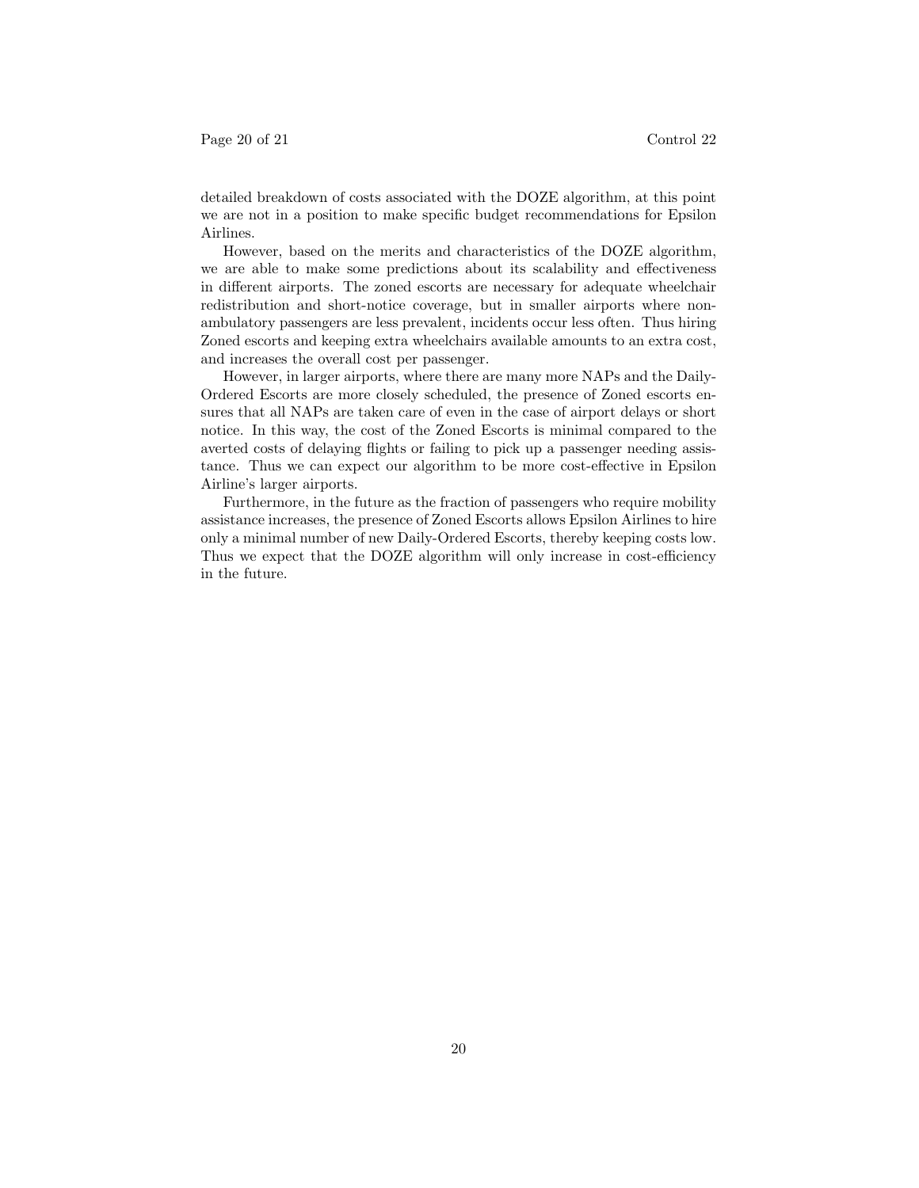detailed breakdown of costs associated with the DOZE algorithm, at this point we are not in a position to make specific budget recommendations for Epsilon Airlines.

However, based on the merits and characteristics of the DOZE algorithm, we are able to make some predictions about its scalability and effectiveness in different airports. The zoned escorts are necessary for adequate wheelchair redistribution and short-notice coverage, but in smaller airports where non-ambulatory passengers are less prevalent, incidents occur less often. Thus hiring Zoned escorts and keeping extra wheelchairs available amounts to an extra cost, and increases the overall cost per passenger.

However, in larger airports, where there are many more NAPs and the Daily-Ordered Escorts are more closely scheduled, the presence of Zoned escorts ensures that all NAPs are taken care of even in the case of airport delays or short notice. In this way, the cost of the Zoned Escorts is minimal compared to the averted costs of delaying flights or failing to pick up a passenger needing assistance. Thus we can expect our algorithm to be more cost-effective in Epsilon Airline's larger airports.

Furthermore, in the future as the fraction of passengers who require mobility assistance increases, the presence of Zoned Escorts allows Epsilon Airlines to hire only a minimal number of new Daily-Ordered Escorts, thereby keeping costs low. Thus we expect that the DOZE algorithm will only increase in cost-efficiency in the future.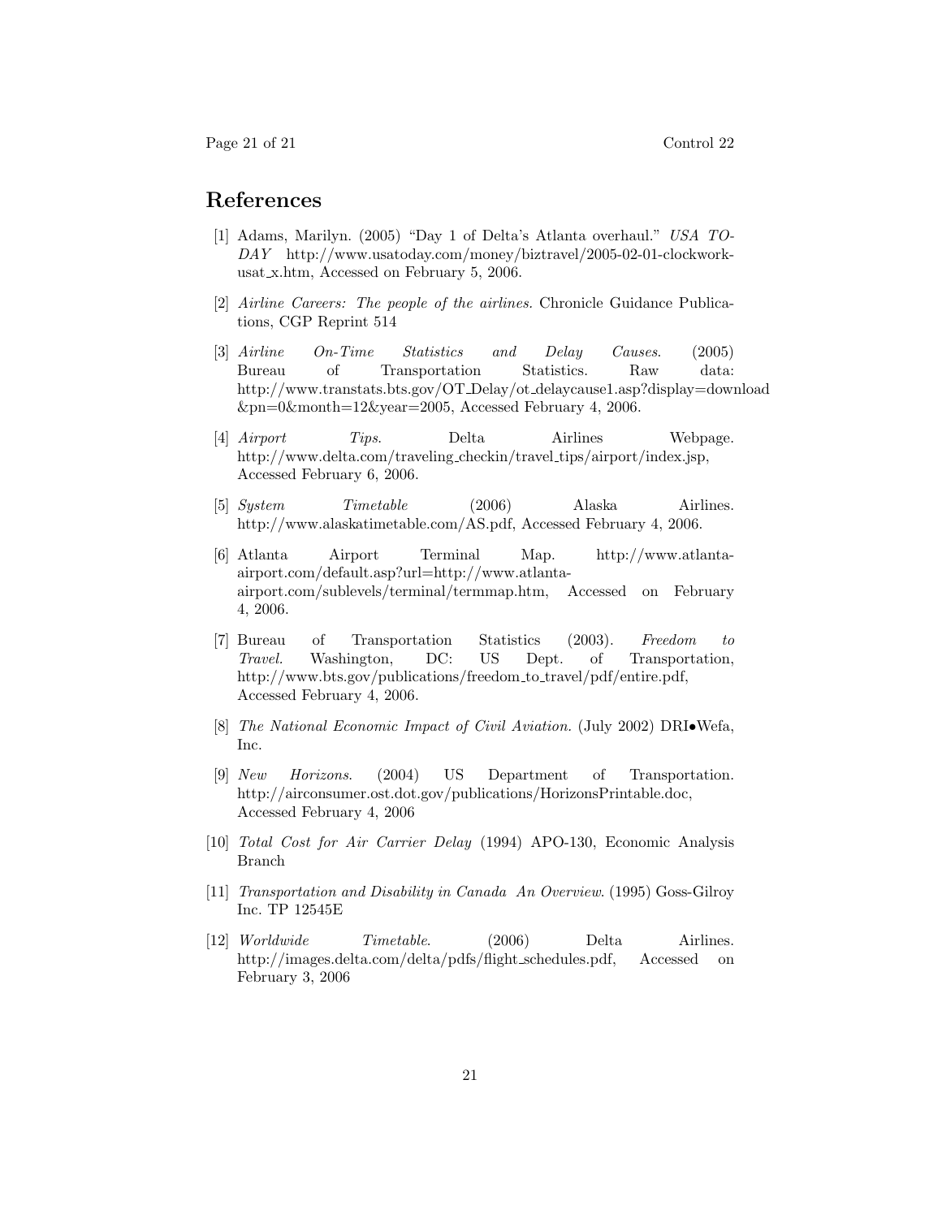## References

[1] Adams, Marilyn. (2005) "Day 1 of Delta's Atlanta overhaul." *USA TODAY* http://www.usatoday.com/money/biztravel/2005-02-01-clockwork-usat_x.htm, Accessed on February 5, 2006.

[2] *Airline Careers: The people of the airlines.* Chronicle Guidance Publications, CGP Reprint 514

[3] *Airline On-Time Statistics and Delay Causes.* (2005) Bureau of Transportation Statistics. Raw data: http://www.transtats.bts.gov/OT_Delay/ot_delaycause1.asp?display=download&pn=0&month=12&year=2005, Accessed February 4, 2006.

[4] *Airport Tips.* Delta Airlines Webpage. http://www.delta.com/traveling_checkin/travel_tips/airport/index.jsp, Accessed February 6, 2006.

[5] *System Timetable* (2006) Alaska Airlines. http://www.alaskatimetable.com/AS.pdf, Accessed February 4, 2006.

[6] Atlanta Airport Terminal Map. http://www.atlanta-airport.com/default.asp?url=http://www.atlanta-airport.com/sublevels/terminal/termmap.htm, Accessed on February 4, 2006.

[7] Bureau of Transportation Statistics (2003). *Freedom to Travel.* Washington, DC: US Dept. of Transportation, http://www.bts.gov/publications/freedom_to_travel/pdf/entire.pdf, Accessed February 4, 2006.

[8] *The National Economic Impact of Civil Aviation.* (July 2002) DRI•Wefa, Inc.

[9] *New Horizons.* (2004) US Department of Transportation. http://airconsumer.ost.dot.gov/publications/HorizonsPrintable.doc, Accessed February 4, 2006

[10] *Total Cost for Air Carrier Delay* (1994) APO-130, Economic Analysis Branch

[11] *Transportation and Disability in Canada An Overview.* (1995) Goss-Gilroy Inc. TP 12545E

[12] *Worldwide Timetable.* (2006) Delta Airlines. http://images.delta.com/delta/pdfs/flight_schedules.pdf, Accessed on February 3, 2006